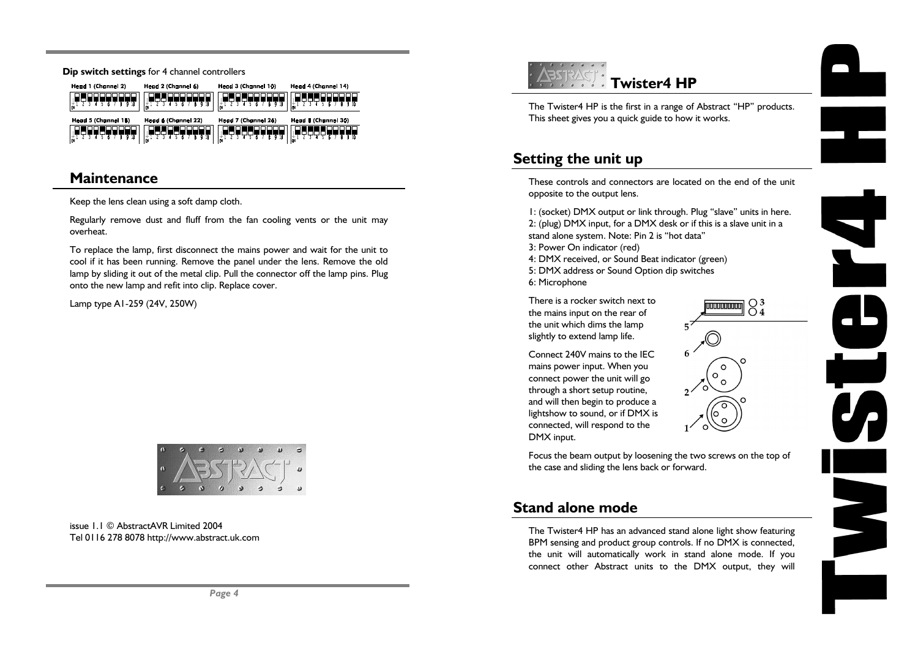**Dip switch settings** for 4 channel controllers

Head 1 (Channel 2) Head 2 (Channel 6) Head 3 (Channel 10) Head 4 (Channel 14)

Head 5 (Channel 18) Head 6 (Channel 22) Head 7 (Channel 26) Head 8 (Channel 30)

## Maintenance

Keep the lens clean using a soft damp cloth.

Regularly remove dust and fluff from the fan cooling vents or the unit may overheat.

To replace the lamp, first disconnect the mains power and wait for the unit to cool if it has been running. Remove the panel under the lens. Remove the old lamp by sliding it out of the metal clip. Pull the connector off the lamp pins. Plug onto the new lamp and refit into clip. Replace cover.

Lamp type A1-259 (24V, 250W)

issue 1.1 © AbstractAVR Limited 2004
Tel 0116 278 8078 http://www.abstract.uk.com

# Twister4 HP

The Twister4 HP is the first in a range of Abstract "HP" products. This sheet gives you a quick guide to how it works.

## Setting the unit up

These controls and connectors are located on the end of the unit opposite to the output lens.

1: (socket) DMX output or link through. Plug "slave" units in here.
2: (plug) DMX input, for a DMX desk or if this is a slave unit in a stand alone system. Note: Pin 2 is "hot data"
3: Power On indicator (red)
4: DMX received, or Sound Beat indicator (green)
5: DMX address or Sound Option dip switches
6: Microphone

There is a rocker switch next to the mains input on the rear of the unit which dims the lamp slightly to extend lamp life.

Connect 240V mains to the IEC mains power input. When you connect power the unit will go through a short setup routine, and will then begin to produce a lightshow to sound, or if DMX is connected, will respond to the DMX input.

Focus the beam output by loosening the two screws on the top of the case and sliding the lens back or forward.

## Stand alone mode

The Twister4 HP has an advanced stand alone light show featuring BPM sensing and product group controls. If no DMX is connected, the unit will automatically work in stand alone mode. If you connect other Abstract units to the DMX output, they will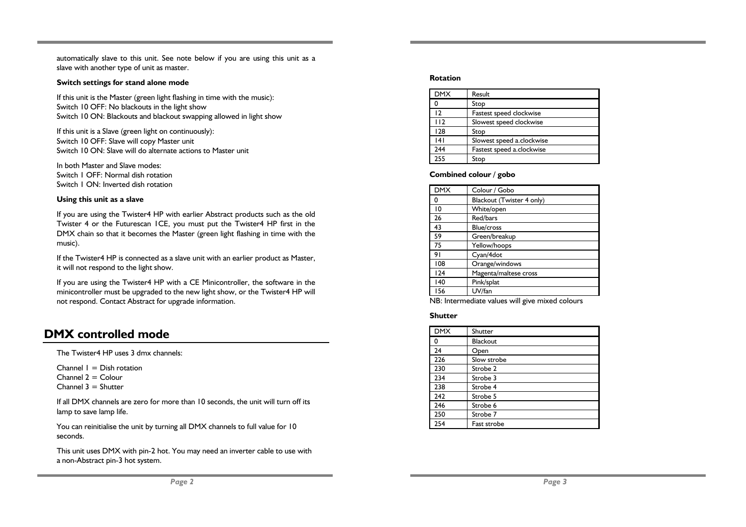automatically slave to this unit. See note below if you are using this unit as a slave with another type of unit as master.

**Switch settings for stand alone mode**

If this unit is the Master (green light flashing in time with the music):
Switch 10 OFF: No blackouts in the light show
Switch 10 ON: Blackouts and blackout swapping allowed in light show

If this unit is a Slave (green light on continuously):
Switch 10 OFF: Slave will copy Master unit
Switch 10 ON: Slave will do alternate actions to Master unit

In both Master and Slave modes:
Switch 1 OFF: Normal dish rotation
Switch 1 ON: Inverted dish rotation

**Using this unit as a slave**

If you are using the Twister4 HP with earlier Abstract products such as the old Twister 4 or the Futurescan 1CE, you must put the Twister4 HP first in the DMX chain so that it becomes the Master (green light flashing in time with the music).

If the Twister4 HP is connected as a slave unit with an earlier product as Master, it will not respond to the light show.

If you are using the Twister4 HP with a CE Minicontroller, the software in the minicontroller must be upgraded to the new light show, or the Twister4 HP will not respond. Contact Abstract for upgrade information.

## DMX controlled mode

The Twister4 HP uses 3 dmx channels:

Channel 1 = Dish rotation
Channel 2 = Colour
Channel 3 = Shutter

If all DMX channels are zero for more than 10 seconds, the unit will turn off its lamp to save lamp life.

You can reinitialise the unit by turning all DMX channels to full value for 10 seconds.

This unit uses DMX with pin-2 hot. You may need an inverter cable to use with a non-Abstract pin-3 hot system.

**Rotation**

| DMX | Result |
|---|---|
| 0 | Stop |
| 12 | Fastest speed clockwise |
| 112 | Slowest speed clockwise |
| 128 | Stop |
| 141 | Slowest speed a.clockwise |
| 244 | Fastest speed a.clockwise |
| 255 | Stop |

**Combined colour / gobo**

| DMX | Colour / Gobo |
|---|---|
| 0 | Blackout (Twister 4 only) |
| 10 | White/open |
| 26 | Red/bars |
| 43 | Blue/cross |
| 59 | Green/breakup |
| 75 | Yellow/hoops |
| 91 | Cyan/4dot |
| 108 | Orange/windows |
| 124 | Magenta/maltese cross |
| 140 | Pink/splat |
| 156 | UV/fan |

NB: Intermediate values will give mixed colours

**Shutter**

| DMX | Shutter |
|---|---|
| 0 | Blackout |
| 24 | Open |
| 226 | Slow strobe |
| 230 | Strobe 2 |
| 234 | Strobe 3 |
| 238 | Strobe 4 |
| 242 | Strobe 5 |
| 246 | Strobe 6 |
| 250 | Strobe 7 |
| 254 | Fast strobe |